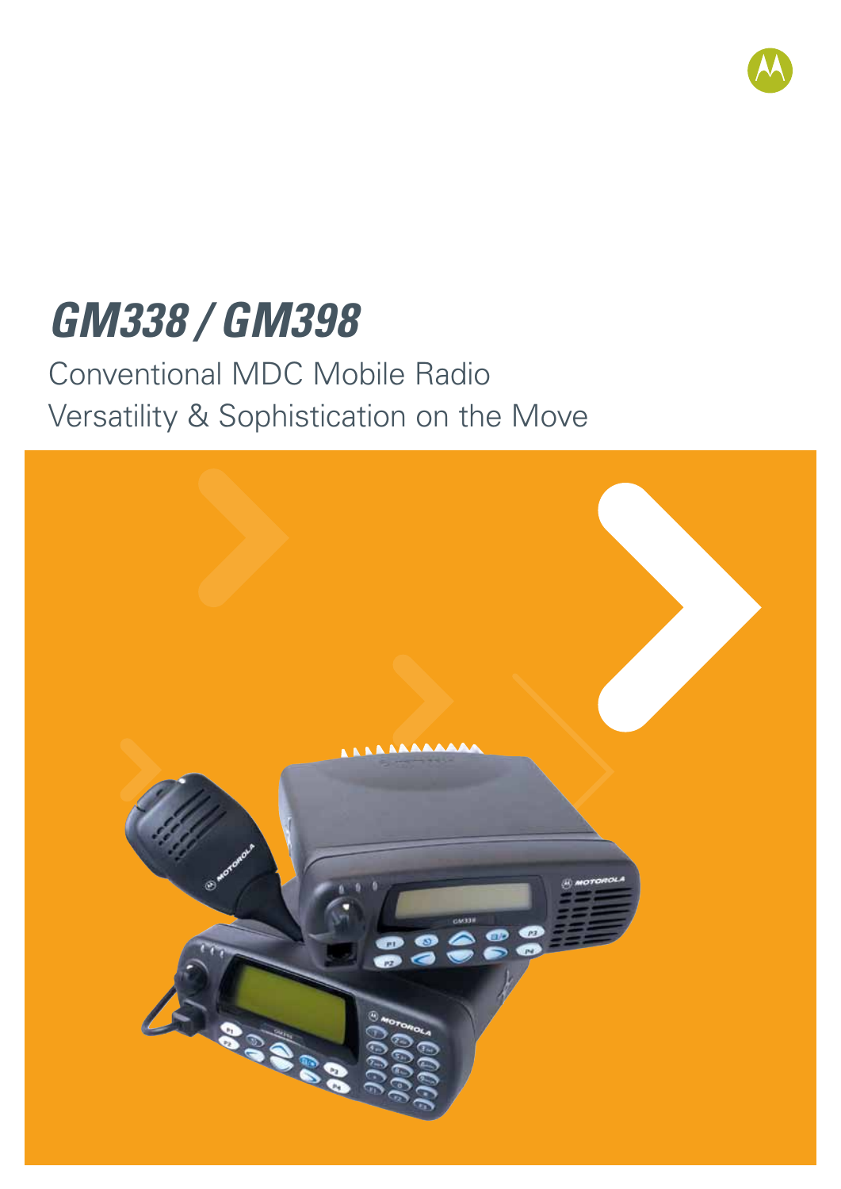# GM338 / GM398

Conventional MDC Mobile Radio

Versatility & Sophistication on the Move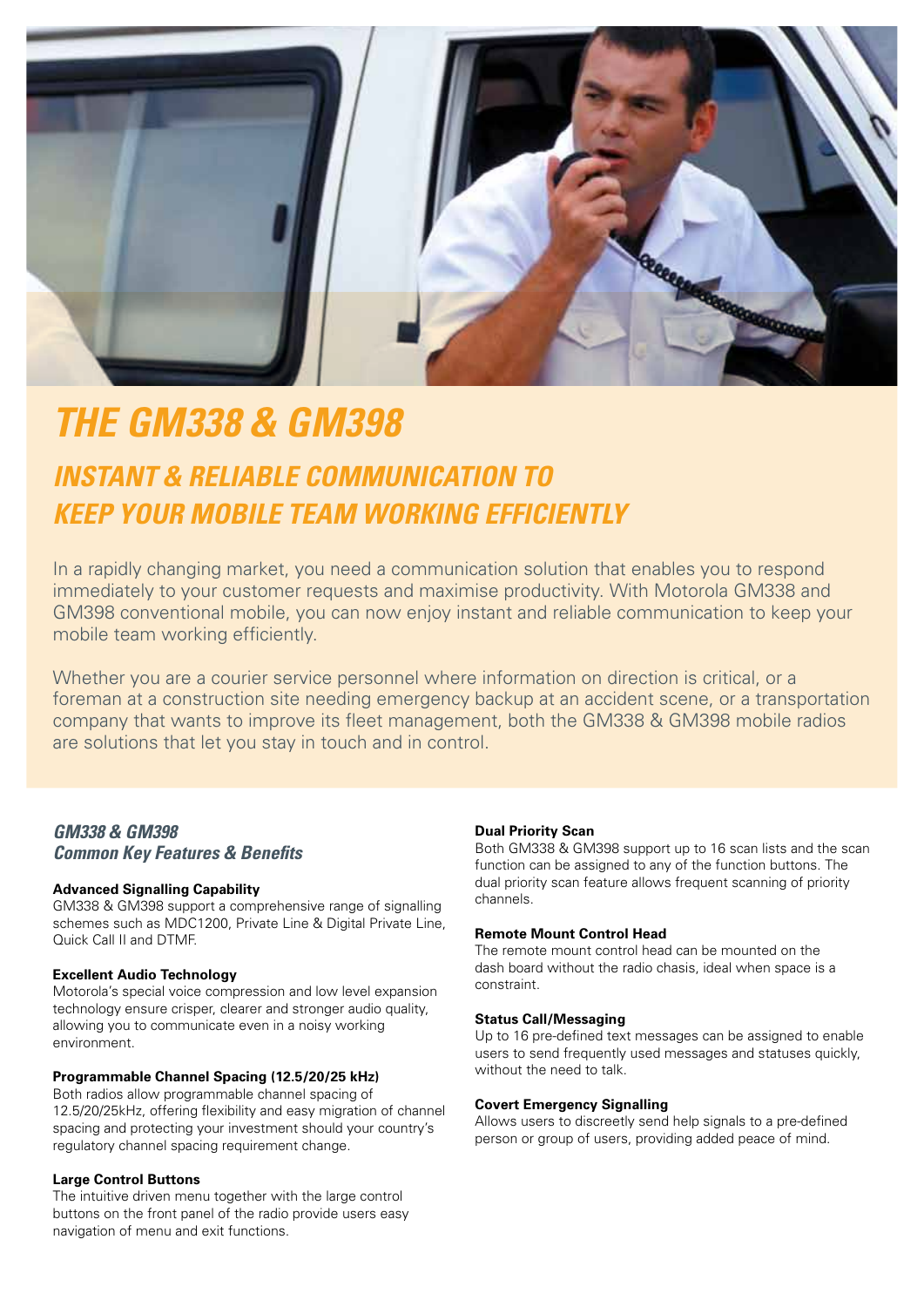# THE GM338 & GM398

## INSTANT & RELIABLE COMMUNICATION TO KEEP YOUR MOBILE TEAM WORKING EFFICIENTLY

In a rapidly changing market, you need a communication solution that enables you to respond immediately to your customer requests and maximise productivity. With Motorola GM338 and GM398 conventional mobile, you can now enjoy instant and reliable communication to keep your mobile team working efficiently.

Whether you are a courier service personnel where information on direction is critical, or a foreman at a construction site needing emergency backup at an accident scene, or a transportation company that wants to improve its fleet management, both the GM338 & GM398 mobile radios are solutions that let you stay in touch and in control.

### *GM338 & GM398 Common Key Features & Benefits*

**Advanced Signalling Capability**
GM338 & GM398 support a comprehensive range of signalling schemes such as MDC1200, Private Line & Digital Private Line, Quick Call II and DTMF.

**Excellent Audio Technology**
Motorola's special voice compression and low level expansion technology ensure crisper, clearer and stronger audio quality, allowing you to communicate even in a noisy working environment.

**Programmable Channel Spacing (12.5/20/25 kHz)**
Both radios allow programmable channel spacing of 12.5/20/25kHz, offering flexibility and easy migration of channel spacing and protecting your investment should your country's regulatory channel spacing requirement change.

**Large Control Buttons**
The intuitive driven menu together with the large control buttons on the front panel of the radio provide users easy navigation of menu and exit functions.

**Dual Priority Scan**
Both GM338 & GM398 support up to 16 scan lists and the scan function can be assigned to any of the function buttons. The dual priority scan feature allows frequent scanning of priority channels.

**Remote Mount Control Head**
The remote mount control head can be mounted on the dash board without the radio chasis, ideal when space is a constraint.

**Status Call/Messaging**
Up to 16 pre-defined text messages can be assigned to enable users to send frequently used messages and statuses quickly, without the need to talk.

**Covert Emergency Signalling**
Allows users to discreetly send help signals to a pre-defined person or group of users, providing added peace of mind.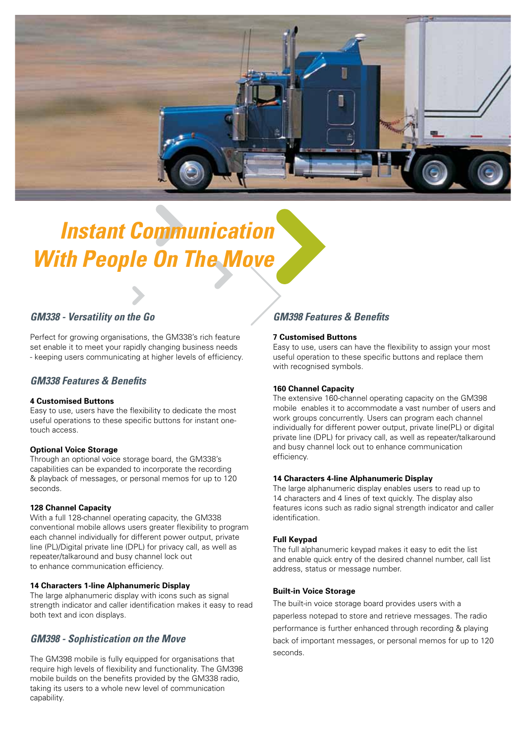# Instant Communication With People On The Move

## GM338 - Versatility on the Go

Perfect for growing organisations, the GM338's rich feature set enable it to meet your rapidly changing business needs - keeping users communicating at higher levels of efficiency.

## GM338 Features & Benefits

**4 Customised Buttons**
Easy to use, users have the flexibility to dedicate the most useful operations to these specific buttons for instant one-touch access.

**Optional Voice Storage**
Through an optional voice storage board, the GM338's capabilities can be expanded to incorporate the recording & playback of messages, or personal memos for up to 120 seconds.

**128 Channel Capacity**
With a full 128-channel operating capacity, the GM338 conventional mobile allows users greater flexibility to program each channel individually for different power output, private line (PL)/Digital private line (DPL) for privacy call, as well as repeater/talkaround and busy channel lock out to enhance communication efficiency.

**14 Characters 1-line Alphanumeric Display**
The large alphanumeric display with icons such as signal strength indicator and caller identification makes it easy to read both text and icon displays.

## GM398 - Sophistication on the Move

The GM398 mobile is fully equipped for organisations that require high levels of flexibility and functionality. The GM398 mobile builds on the benefits provided by the GM338 radio, taking its users to a whole new level of communication capability.

## GM398 Features & Benefits

**7 Customised Buttons**
Easy to use, users can have the flexibility to assign your most useful operation to these specific buttons and replace them with recognised symbols.

**160 Channel Capacity**
The extensive 160-channel operating capacity on the GM398 mobile enables it to accommodate a vast number of users and work groups concurrently. Users can program each channel individually for different power output, private line(PL) or digital private line (DPL) for privacy call, as well as repeater/talkaround and busy channel lock out to enhance communication efficiency.

**14 Characters 4-line Alphanumeric Display**
The large alphanumeric display enables users to read up to 14 characters and 4 lines of text quickly. The display also features icons such as radio signal strength indicator and caller identification.

**Full Keypad**
The full alphanumeric keypad makes it easy to edit the list and enable quick entry of the desired channel number, call list address, status or message number.

**Built-in Voice Storage**
The built-in voice storage board provides users with a paperless notepad to store and retrieve messages. The radio performance is further enhanced through recording & playing back of important messages, or personal memos for up to 120 seconds.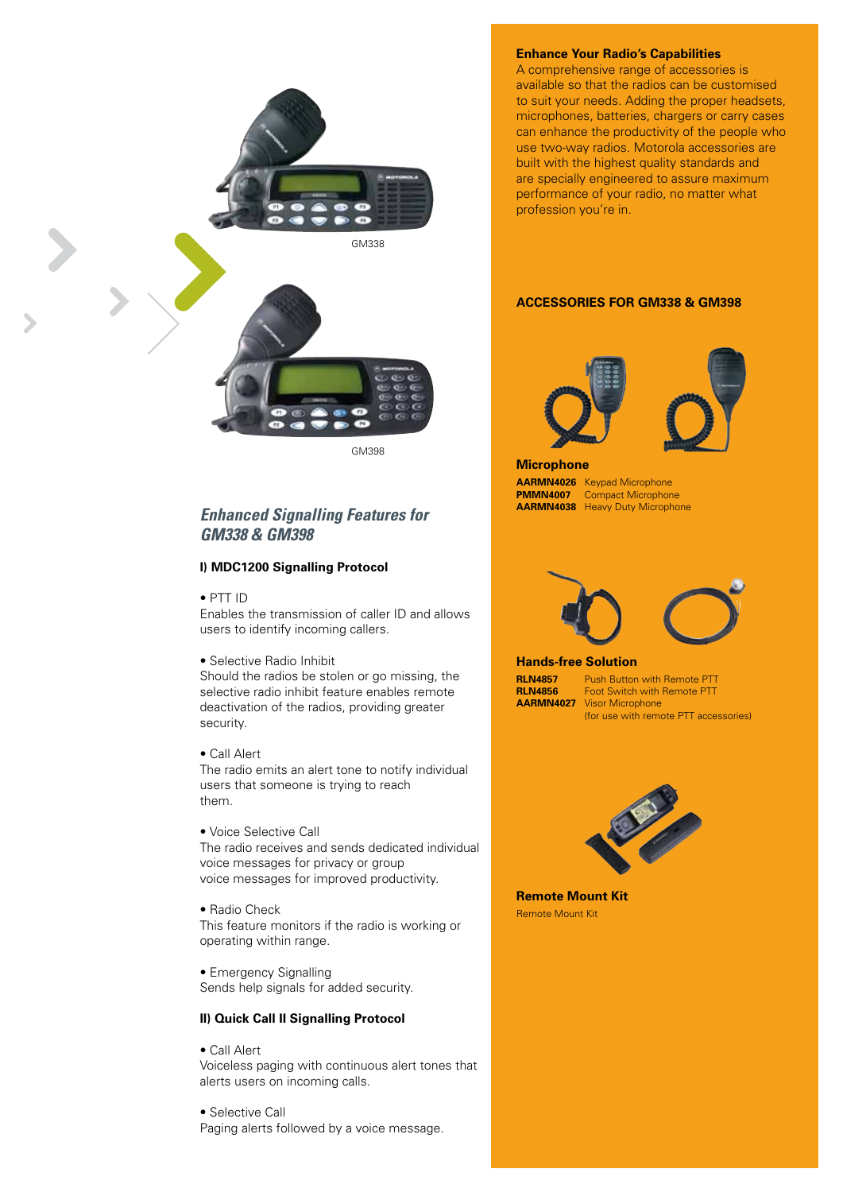GM338

GM398

## *Enhanced Signalling Features for GM338 & GM398*

### I) MDC1200 Signalling Protocol

- PTT ID

Enables the transmission of caller ID and allows users to identify incoming callers.

- Selective Radio Inhibit

Should the radios be stolen or go missing, the selective radio inhibit feature enables remote deactivation of the radios, providing greater security.

- Call Alert

The radio emits an alert tone to notify individual users that someone is trying to reach them.

- Voice Selective Call

The radio receives and sends dedicated individual voice messages for privacy or group voice messages for improved productivity.

- Radio Check

This feature monitors if the radio is working or operating within range.

- Emergency Signalling

Sends help signals for added security.

### II) Quick Call II Signalling Protocol

- Call Alert

Voiceless paging with continuous alert tones that alerts users on incoming calls.

- Selective Call

Paging alerts followed by a voice message.

## Enhance Your Radio's Capabilities

A comprehensive range of accessories is available so that the radios can be customised to suit your needs. Adding the proper headsets, microphones, batteries, chargers or carry cases can enhance the productivity of the people who use two-way radios. Motorola accessories are built with the highest quality standards and are specially engineered to assure maximum performance of your radio, no matter what profession you're in.

## ACCESSORIES FOR GM338 & GM398

### Microphone

| | |
|---|---|
| **AARMN4026** | Keypad Microphone |
| **PMMN4007** | Compact Microphone |
| **AARMN4038** | Heavy Duty Microphone |

### Hands-free Solution

| | |
|---|---|
| **RLN4857** | Push Button with Remote PTT |
| **RLN4856** | Foot Switch with Remote PTT |
| **AARMN4027** | Visor Microphone (for use with remote PTT accessories) |

### Remote Mount Kit

Remote Mount Kit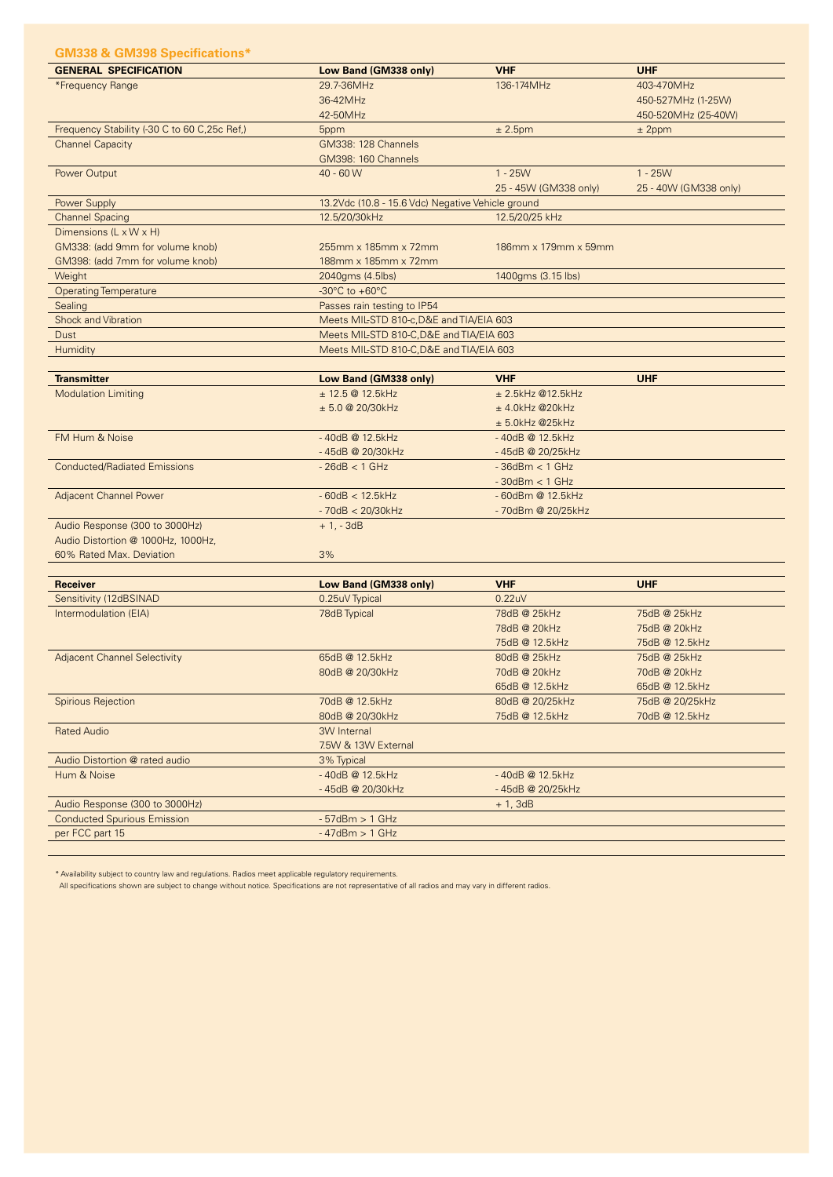## GM338 & GM398 Specifications*

| GENERAL SPECIFICATION | Low Band (GM338 only) | VHF | UHF |
|---|---|---|---|
| *Frequency Range | 29.7-36MHz | 136-174MHz | 403-470MHz |
| | 36-42MHz | | 450-527MHz (1-25W) |
| | 42-50MHz | | 450-520MHz (25-40W) |
| Frequency Stability (-30 C to 60 C,25c Ref,) | 5ppm | ± 2.5pm | ± 2ppm |
| Channel Capacity | GM338: 128 Channels | | |
| | GM398: 160 Channels | | |
| Power Output | 40 - 60 W | 1 - 25W | 1 - 25W |
| | | 25 - 45W (GM338 only) | 25 - 40W (GM338 only) |
| Power Supply | 13.2Vdc (10.8 - 15.6 Vdc) Negative Vehicle ground | | |
| Channel Spacing | 12.5/20/30kHz | 12.5/20/25 kHz | |
| Dimensions (L x W x H) | | | |
| GM338: (add 9mm for volume knob) | 255mm x 185mm x 72mm | 186mm x 179mm x 59mm | |
| GM398: (add 7mm for volume knob) | 188mm x 185mm x 72mm | | |
| Weight | 2040gms (4.5lbs) | 1400gms (3.15 lbs) | |
| Operating Temperature | -30°C to +60°C | | |
| Sealing | Passes rain testing to IP54 | | |
| Shock and Vibration | Meets MIL-STD 810-c,D&E and TIA/EIA 603 | | |
| Dust | Meets MIL-STD 810-C,D&E and TIA/EIA 603 | | |
| Humidity | Meets MIL-STD 810-C,D&E and TIA/EIA 603 | | |

| Transmitter | Low Band (GM338 only) | VHF | UHF |
|---|---|---|---|
| Modulation Limiting | ± 12.5 @ 12.5kHz | ± 2.5kHz @12.5kHz | |
| | ± 5.0 @ 20/30kHz | ± 4.0kHz @20kHz | |
| | | ± 5.0kHz @25kHz | |
| FM Hum & Noise | - 40dB @ 12.5kHz | - 40dB @ 12.5kHz | |
| | - 45dB @ 20/30kHz | - 45dB @ 20/25kHz | |
| Conducted/Radiated Emissions | - 26dB < 1 GHz | - 36dBm < 1 GHz | |
| | | - 30dBm < 1 GHz | |
| Adjacent Channel Power | - 60dB < 12.5kHz | - 60dBm @ 12.5kHz | |
| | - 70dB < 20/30kHz | - 70dBm @ 20/25kHz | |
| Audio Response (300 to 3000Hz) | + 1, - 3dB | | |
| Audio Distortion @ 1000Hz, 1000Hz, 60% Rated Max. Deviation | 3% | | |

| Receiver | Low Band (GM338 only) | VHF | UHF |
|---|---|---|---|
| Sensitivity (12dBSINAD | 0.25uV Typical | 0.22uV | |
| Intermodulation (EIA) | 78dB Typical | 78dB @ 25kHz | 75dB @ 25kHz |
| | | 78dB @ 20kHz | 75dB @ 20kHz |
| | | 75dB @ 12.5kHz | 75dB @ 12.5kHz |
| Adjacent Channel Selectivity | 65dB @ 12.5kHz | 80dB @ 25kHz | 75dB @ 25kHz |
| | 80dB @ 20/30kHz | 70dB @ 20kHz | 70dB @ 20kHz |
| | | 65dB @ 12.5kHz | 65dB @ 12.5kHz |
| Spirious Rejection | 70dB @ 12.5kHz | 80dB @ 20/25kHz | 75dB @ 20/25kHz |
| | 80dB @ 20/30kHz | 75dB @ 12.5kHz | 70dB @ 12.5kHz |
| Rated Audio | 3W Internal | | |
| | 7.5W & 13W External | | |
| Audio Distortion @ rated audio | 3% Typical | | |
| Hum & Noise | - 40dB @ 12.5kHz | - 40dB @ 12.5kHz | |
| | - 45dB @ 20/30kHz | - 45dB @ 20/25kHz | |
| Audio Response (300 to 3000Hz) | | + 1, 3dB | |
| Conducted Spurious Emission | - 57dBm > 1 GHz | | |
| per FCC part 15 | - 47dBm > 1 GHz | | |

* Availability subject to country law and regulations. Radios meet applicable regulatory requirements.
All specifications shown are subject to change without notice. Specifications are not representative of all radios and may vary in different radios.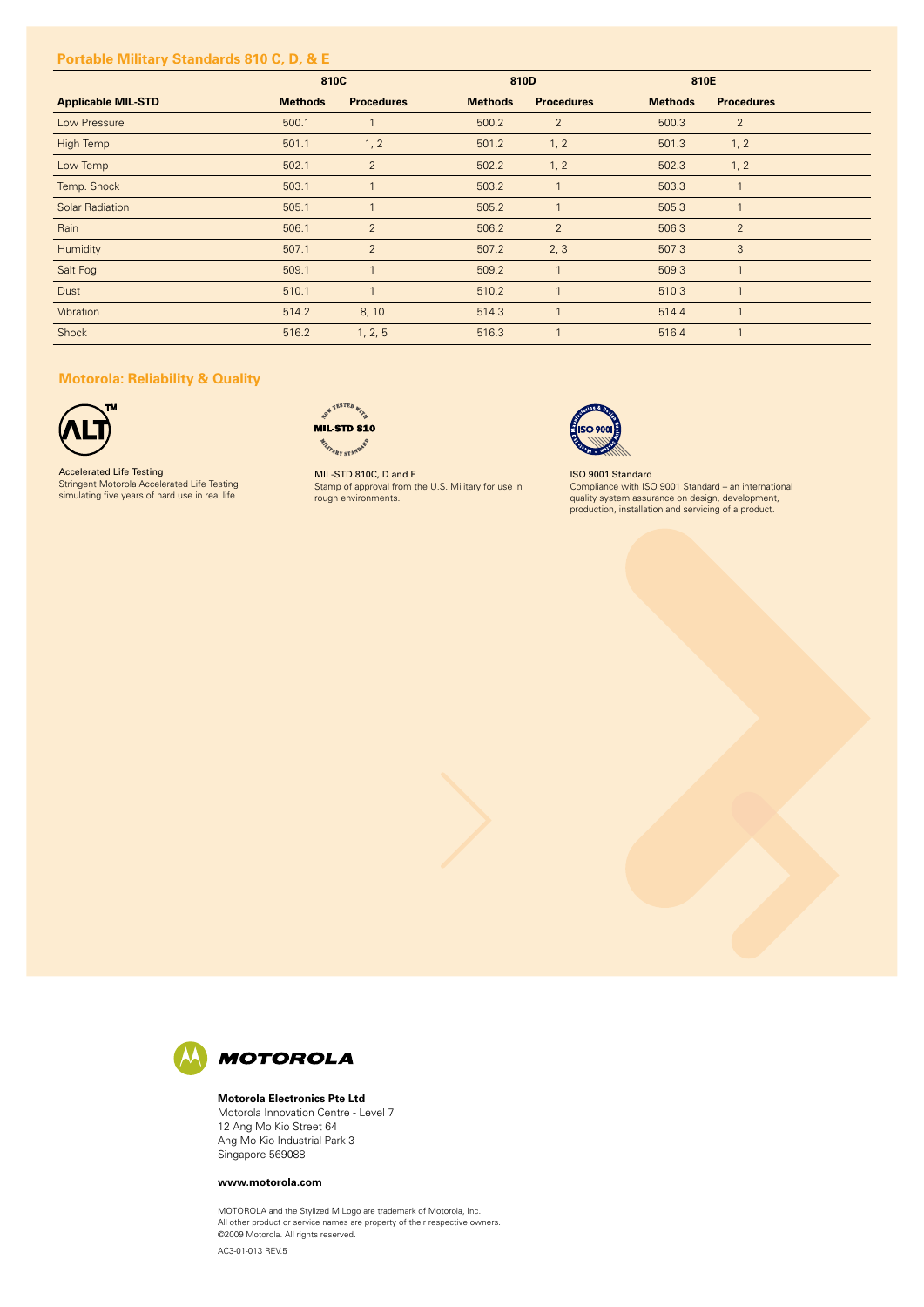## Portable Military Standards 810 C, D, & E

| | 810C | | 810D | | 810E | |
|---|---|---|---|---|---|---|
| **Applicable MIL-STD** | **Methods** | **Procedures** | **Methods** | **Procedures** | **Methods** | **Procedures** |
| Low Pressure | 500.1 | 1 | 500.2 | 2 | 500.3 | 2 |
| High Temp | 501.1 | 1, 2 | 501.2 | 1, 2 | 501.3 | 1, 2 |
| Low Temp | 502.1 | 2 | 502.2 | 1, 2 | 502.3 | 1, 2 |
| Temp. Shock | 503.1 | 1 | 503.2 | 1 | 503.3 | 1 |
| Solar Radiation | 505.1 | 1 | 505.2 | 1 | 505.3 | 1 |
| Rain | 506.1 | 2 | 506.2 | 2 | 506.3 | 2 |
| Humidity | 507.1 | 2 | 507.2 | 2, 3 | 507.3 | 3 |
| Salt Fog | 509.1 | 1 | 509.2 | 1 | 509.3 | 1 |
| Dust | 510.1 | 1 | 510.2 | 1 | 510.3 | 1 |
| Vibration | 514.2 | 8, 10 | 514.3 | 1 | 514.4 | 1 |
| Shock | 516.2 | 1, 2, 5 | 516.3 | 1 | 516.4 | 1 |

## Motorola: Reliability & Quality

Accelerated Life Testing
Stringent Motorola Accelerated Life Testing simulating five years of hard use in real life.

MIL-STD 810C, D and E
Stamp of approval from the U.S. Military for use in rough environments.

ISO 9001 Standard
Compliance with ISO 9001 Standard – an international quality system assurance on design, development, production, installation and servicing of a product.

MOTOROLA

**Motorola Electronics Pte Ltd**
Motorola Innovation Centre - Level 7
12 Ang Mo Kio Street 64
Ang Mo Kio Industrial Park 3
Singapore 569088

**www.motorola.com**

MOTOROLA and the Stylized M Logo are trademark of Motorola, Inc.
All other product or service names are property of their respective owners.
©2009 Motorola. All rights reserved.

AC3-01-013 REV.5